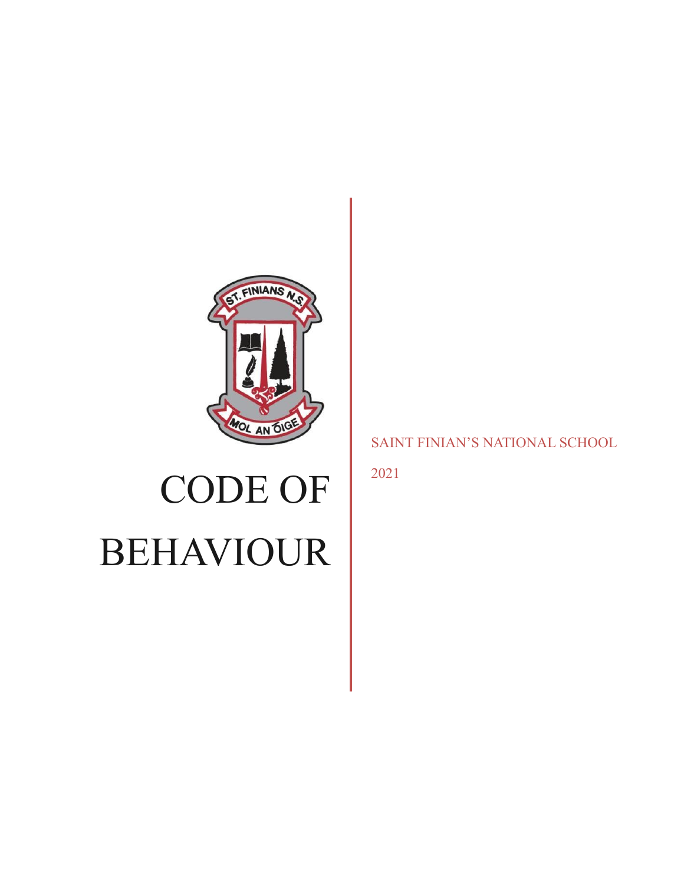# CODE OF BEHAVIOUR

SAINT FINIAN'S NATIONAL SCHOOL

2021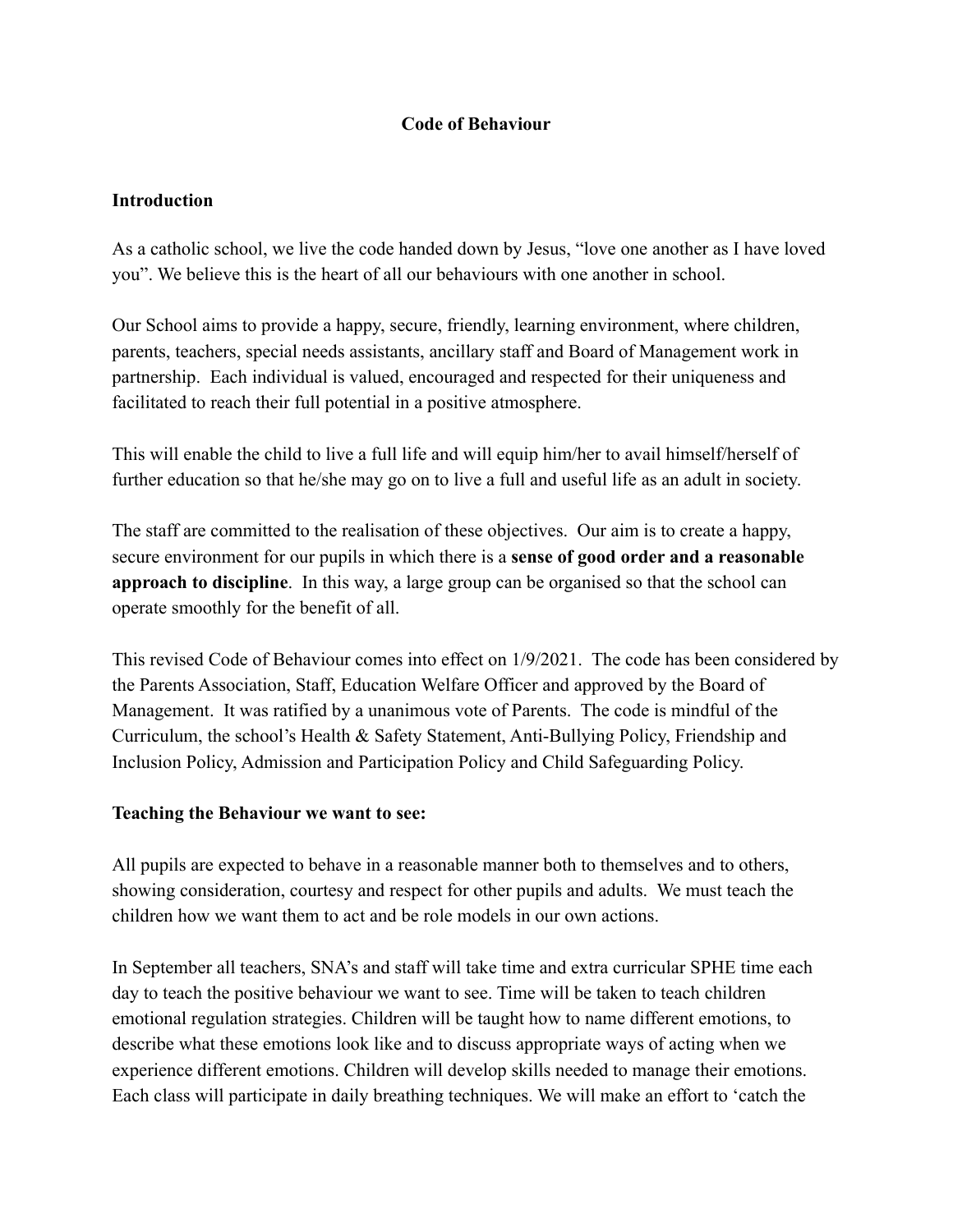## Code of Behaviour

### Introduction

As a catholic school, we live the code handed down by Jesus, "love one another as I have loved you". We believe this is the heart of all our behaviours with one another in school.

Our School aims to provide a happy, secure, friendly, learning environment, where children, parents, teachers, special needs assistants, ancillary staff and Board of Management work in partnership. Each individual is valued, encouraged and respected for their uniqueness and facilitated to reach their full potential in a positive atmosphere.

This will enable the child to live a full life and will equip him/her to avail himself/herself of further education so that he/she may go on to live a full and useful life as an adult in society.

The staff are committed to the realisation of these objectives. Our aim is to create a happy, secure environment for our pupils in which there is a **sense of good order and a reasonable approach to discipline**. In this way, a large group can be organised so that the school can operate smoothly for the benefit of all.

This revised Code of Behaviour comes into effect on 1/9/2021. The code has been considered by the Parents Association, Staff, Education Welfare Officer and approved by the Board of Management. It was ratified by a unanimous vote of Parents. The code is mindful of the Curriculum, the school's Health & Safety Statement, Anti-Bullying Policy, Friendship and Inclusion Policy, Admission and Participation Policy and Child Safeguarding Policy.

### Teaching the Behaviour we want to see:

All pupils are expected to behave in a reasonable manner both to themselves and to others, showing consideration, courtesy and respect for other pupils and adults. We must teach the children how we want them to act and be role models in our own actions.

In September all teachers, SNA's and staff will take time and extra curricular SPHE time each day to teach the positive behaviour we want to see. Time will be taken to teach children emotional regulation strategies. Children will be taught how to name different emotions, to describe what these emotions look like and to discuss appropriate ways of acting when we experience different emotions. Children will develop skills needed to manage their emotions. Each class will participate in daily breathing techniques. We will make an effort to 'catch the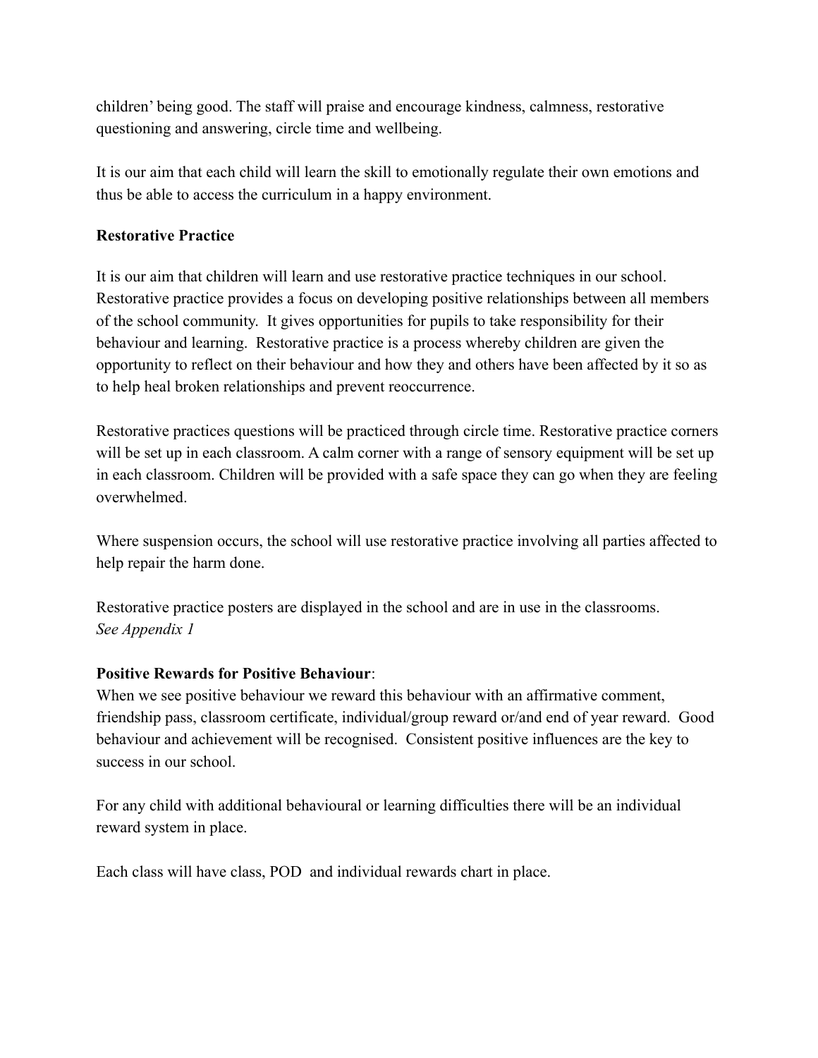children' being good. The staff will praise and encourage kindness, calmness, restorative questioning and answering, circle time and wellbeing.

It is our aim that each child will learn the skill to emotionally regulate their own emotions and thus be able to access the curriculum in a happy environment.

**Restorative Practice**

It is our aim that children will learn and use restorative practice techniques in our school. Restorative practice provides a focus on developing positive relationships between all members of the school community. It gives opportunities for pupils to take responsibility for their behaviour and learning. Restorative practice is a process whereby children are given the opportunity to reflect on their behaviour and how they and others have been affected by it so as to help heal broken relationships and prevent reoccurrence.

Restorative practices questions will be practiced through circle time. Restorative practice corners will be set up in each classroom. A calm corner with a range of sensory equipment will be set up in each classroom. Children will be provided with a safe space they can go when they are feeling overwhelmed.

Where suspension occurs, the school will use restorative practice involving all parties affected to help repair the harm done.

Restorative practice posters are displayed in the school and are in use in the classrooms.
*See Appendix 1*

**Positive Rewards for Positive Behaviour**:
When we see positive behaviour we reward this behaviour with an affirmative comment, friendship pass, classroom certificate, individual/group reward or/and end of year reward. Good behaviour and achievement will be recognised. Consistent positive influences are the key to success in our school.

For any child with additional behavioural or learning difficulties there will be an individual reward system in place.

Each class will have class, POD and individual rewards chart in place.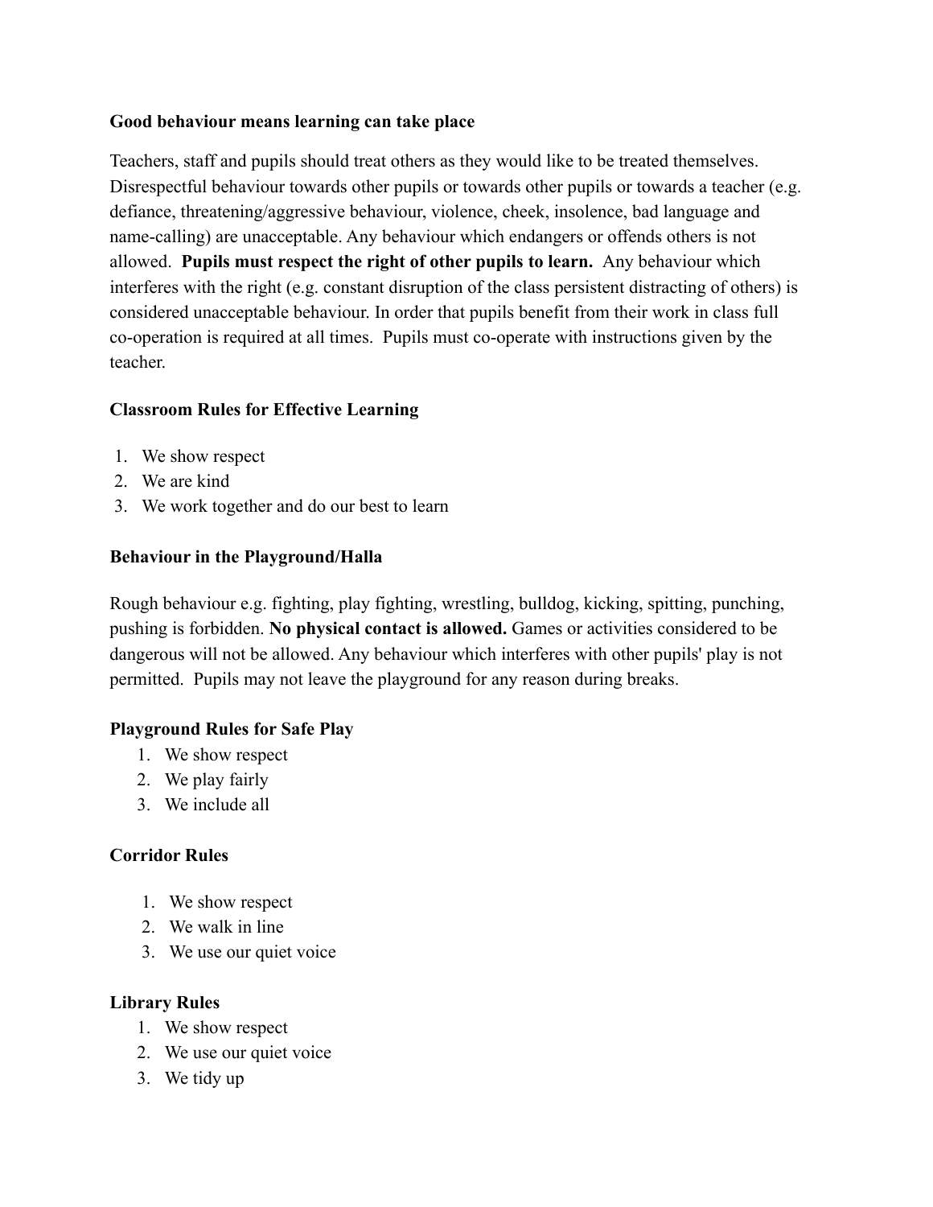**Good behaviour means learning can take place**

Teachers, staff and pupils should treat others as they would like to be treated themselves. Disrespectful behaviour towards other pupils or towards other pupils or towards a teacher (e.g. defiance, threatening/aggressive behaviour, violence, cheek, insolence, bad language and name-calling) are unacceptable. Any behaviour which endangers or offends others is not allowed. **Pupils must respect the right of other pupils to learn.** Any behaviour which interferes with the right (e.g. constant disruption of the class persistent distracting of others) is considered unacceptable behaviour. In order that pupils benefit from their work in class full co-operation is required at all times. Pupils must co-operate with instructions given by the teacher.

**Classroom Rules for Effective Learning**

1. We show respect
2. We are kind
3. We work together and do our best to learn

**Behaviour in the Playground/Halla**

Rough behaviour e.g. fighting, play fighting, wrestling, bulldog, kicking, spitting, punching, pushing is forbidden. **No physical contact is allowed.** Games or activities considered to be dangerous will not be allowed. Any behaviour which interferes with other pupils' play is not permitted. Pupils may not leave the playground for any reason during breaks.

**Playground Rules for Safe Play**

1. We show respect
2. We play fairly
3. We include all

**Corridor Rules**

1. We show respect
2. We walk in line
3. We use our quiet voice

**Library Rules**

1. We show respect
2. We use our quiet voice
3. We tidy up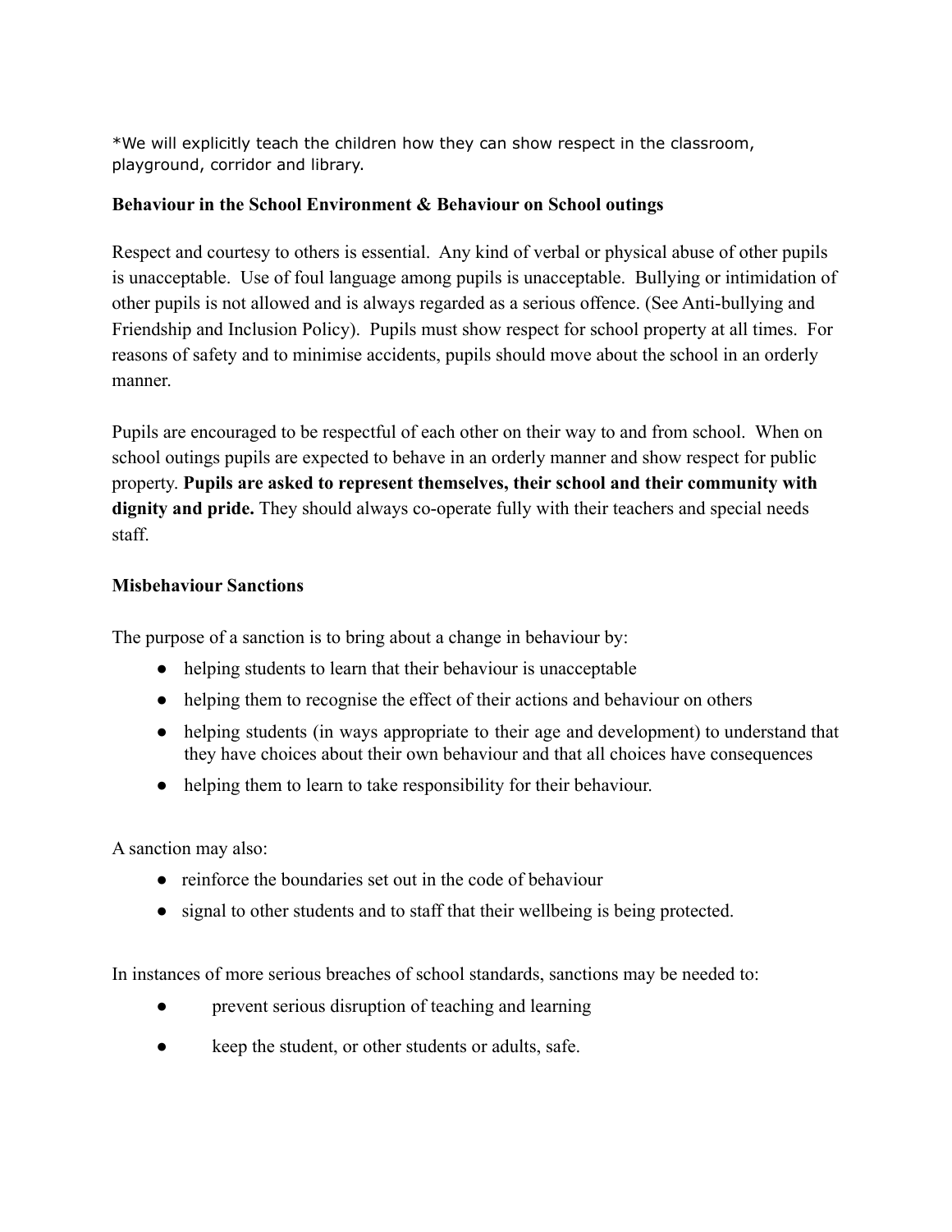*We will explicitly teach the children how they can show respect in the classroom, playground, corridor and library.

**Behaviour in the School Environment & Behaviour on School outings**

Respect and courtesy to others is essential. Any kind of verbal or physical abuse of other pupils is unacceptable. Use of foul language among pupils is unacceptable. Bullying or intimidation of other pupils is not allowed and is always regarded as a serious offence. (See Anti-bullying and Friendship and Inclusion Policy). Pupils must show respect for school property at all times. For reasons of safety and to minimise accidents, pupils should move about the school in an orderly manner.

Pupils are encouraged to be respectful of each other on their way to and from school. When on school outings pupils are expected to behave in an orderly manner and show respect for public property. **Pupils are asked to represent themselves, their school and their community with dignity and pride.** They should always co-operate fully with their teachers and special needs staff.

**Misbehaviour Sanctions**

The purpose of a sanction is to bring about a change in behaviour by:

- helping students to learn that their behaviour is unacceptable
- helping them to recognise the effect of their actions and behaviour on others
- helping students (in ways appropriate to their age and development) to understand that they have choices about their own behaviour and that all choices have consequences
- helping them to learn to take responsibility for their behaviour.

A sanction may also:

- reinforce the boundaries set out in the code of behaviour
- signal to other students and to staff that their wellbeing is being protected.

In instances of more serious breaches of school standards, sanctions may be needed to:

- prevent serious disruption of teaching and learning
- keep the student, or other students or adults, safe.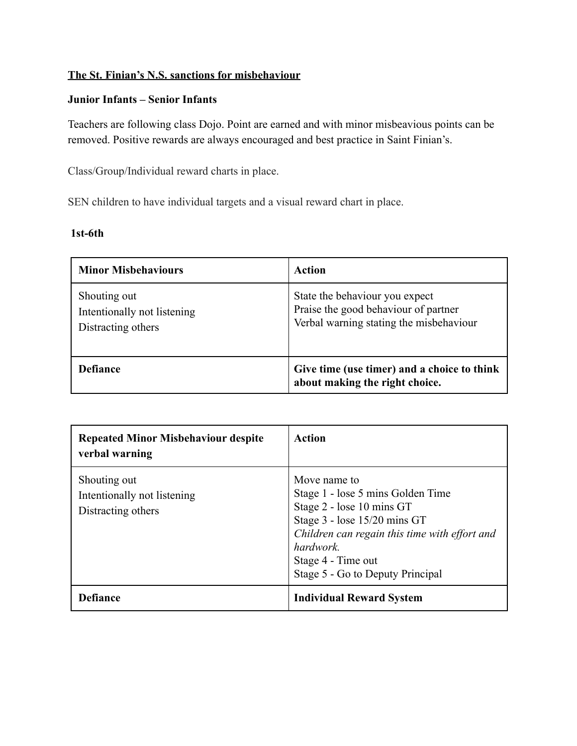**The St. Finian's N.S. sanctions for misbehaviour**

**Junior Infants – Senior Infants**

Teachers are following class Dojo. Point are earned and with minor misbeavious points can be removed. Positive rewards are always encouraged and best practice in Saint Finian's.

Class/Group/Individual reward charts in place.

SEN children to have individual targets and a visual reward chart in place.

**1st-6th**

| **Minor Misbehaviours** | **Action** |
|---|---|
| Shouting out<br>Intentionally not listening<br>Distracting others | State the behaviour you expect<br>Praise the good behaviour of partner<br>Verbal warning stating the misbehaviour |
| **Defiance** | **Give time (use timer) and a choice to think about making the right choice.** |

| **Repeated Minor Misbehaviour despite verbal warning** | **Action** |
|---|---|
| Shouting out<br>Intentionally not listening<br>Distracting others | Move name to<br>Stage 1 - lose 5 mins Golden Time<br>Stage 2 - lose 10 mins GT<br>Stage 3 - lose 15/20 mins GT<br>*Children can regain this time with effort and hardwork.*<br>Stage 4 - Time out<br>Stage 5 - Go to Deputy Principal |
| **Defiance** | **Individual Reward System** |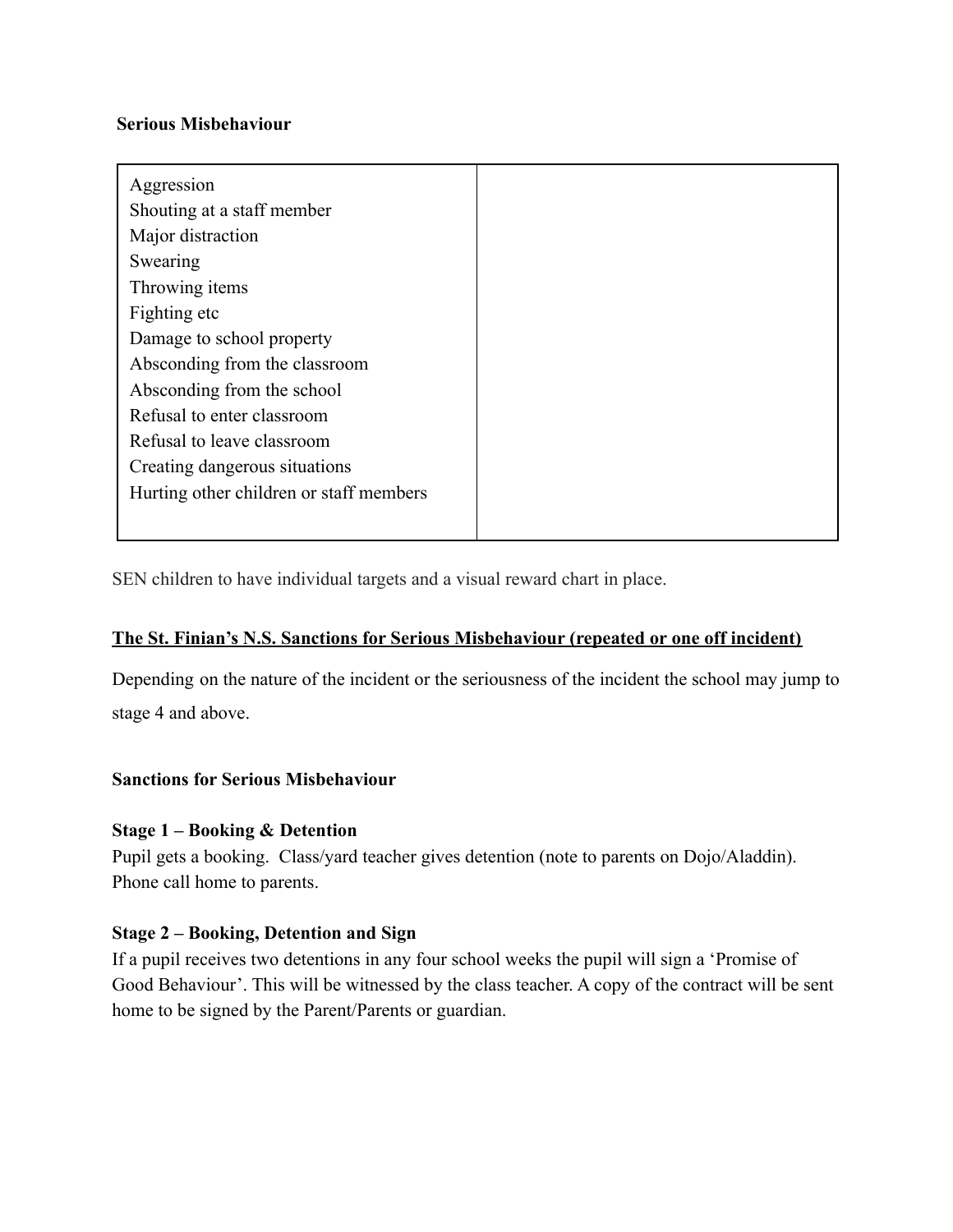**Serious Misbehaviour**

| Aggression<br>Shouting at a staff member<br>Major distraction<br>Swearing<br>Throwing items<br>Fighting etc<br>Damage to school property<br>Absconding from the classroom<br>Absconding from the school<br>Refusal to enter classroom<br>Refusal to leave classroom<br>Creating dangerous situations<br>Hurting other children or staff members | |
|---|---|

SEN children to have individual targets and a visual reward chart in place.

**<u>The St. Finian's N.S. Sanctions for Serious Misbehaviour (repeated or one off incident)</u>**

Depending on the nature of the incident or the seriousness of the incident the school may jump to stage 4 and above.

**Sanctions for Serious Misbehaviour**

**Stage 1 – Booking & Detention**

Pupil gets a booking. Class/yard teacher gives detention (note to parents on Dojo/Aladdin). Phone call home to parents.

**Stage 2 – Booking, Detention and Sign**

If a pupil receives two detentions in any four school weeks the pupil will sign a 'Promise of Good Behaviour'. This will be witnessed by the class teacher. A copy of the contract will be sent home to be signed by the Parent/Parents or guardian.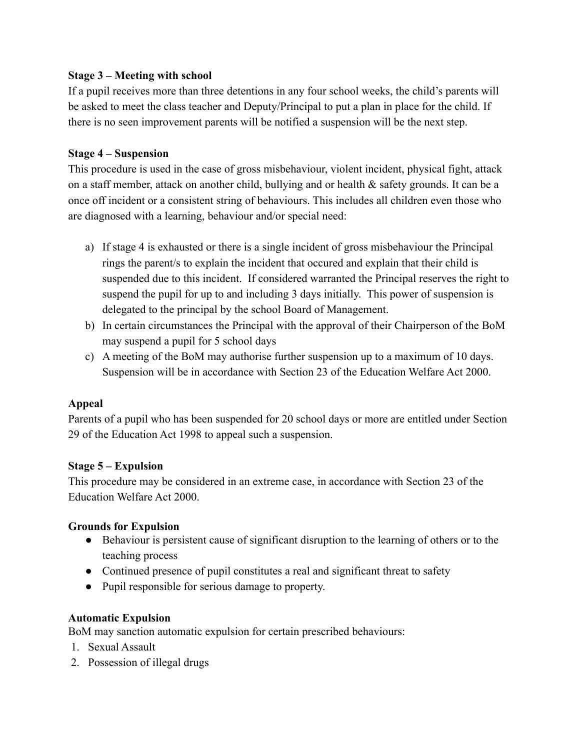**Stage 3 – Meeting with school**

If a pupil receives more than three detentions in any four school weeks, the child's parents will be asked to meet the class teacher and Deputy/Principal to put a plan in place for the child. If there is no seen improvement parents will be notified a suspension will be the next step.

**Stage 4 – Suspension**

This procedure is used in the case of gross misbehaviour, violent incident, physical fight, attack on a staff member, attack on another child, bullying and or health & safety grounds. It can be a once off incident or a consistent string of behaviours. This includes all children even those who are diagnosed with a learning, behaviour and/or special need:

a) If stage 4 is exhausted or there is a single incident of gross misbehaviour the Principal rings the parent/s to explain the incident that occured and explain that their child is suspended due to this incident. If considered warranted the Principal reserves the right to suspend the pupil for up to and including 3 days initially. This power of suspension is delegated to the principal by the school Board of Management.
b) In certain circumstances the Principal with the approval of their Chairperson of the BoM may suspend a pupil for 5 school days
c) A meeting of the BoM may authorise further suspension up to a maximum of 10 days. Suspension will be in accordance with Section 23 of the Education Welfare Act 2000.

**Appeal**

Parents of a pupil who has been suspended for 20 school days or more are entitled under Section 29 of the Education Act 1998 to appeal such a suspension.

**Stage 5 – Expulsion**

This procedure may be considered in an extreme case, in accordance with Section 23 of the Education Welfare Act 2000.

**Grounds for Expulsion**

- Behaviour is persistent cause of significant disruption to the learning of others or to the teaching process
- Continued presence of pupil constitutes a real and significant threat to safety
- Pupil responsible for serious damage to property.

**Automatic Expulsion**

BoM may sanction automatic expulsion for certain prescribed behaviours:

1. Sexual Assault
2. Possession of illegal drugs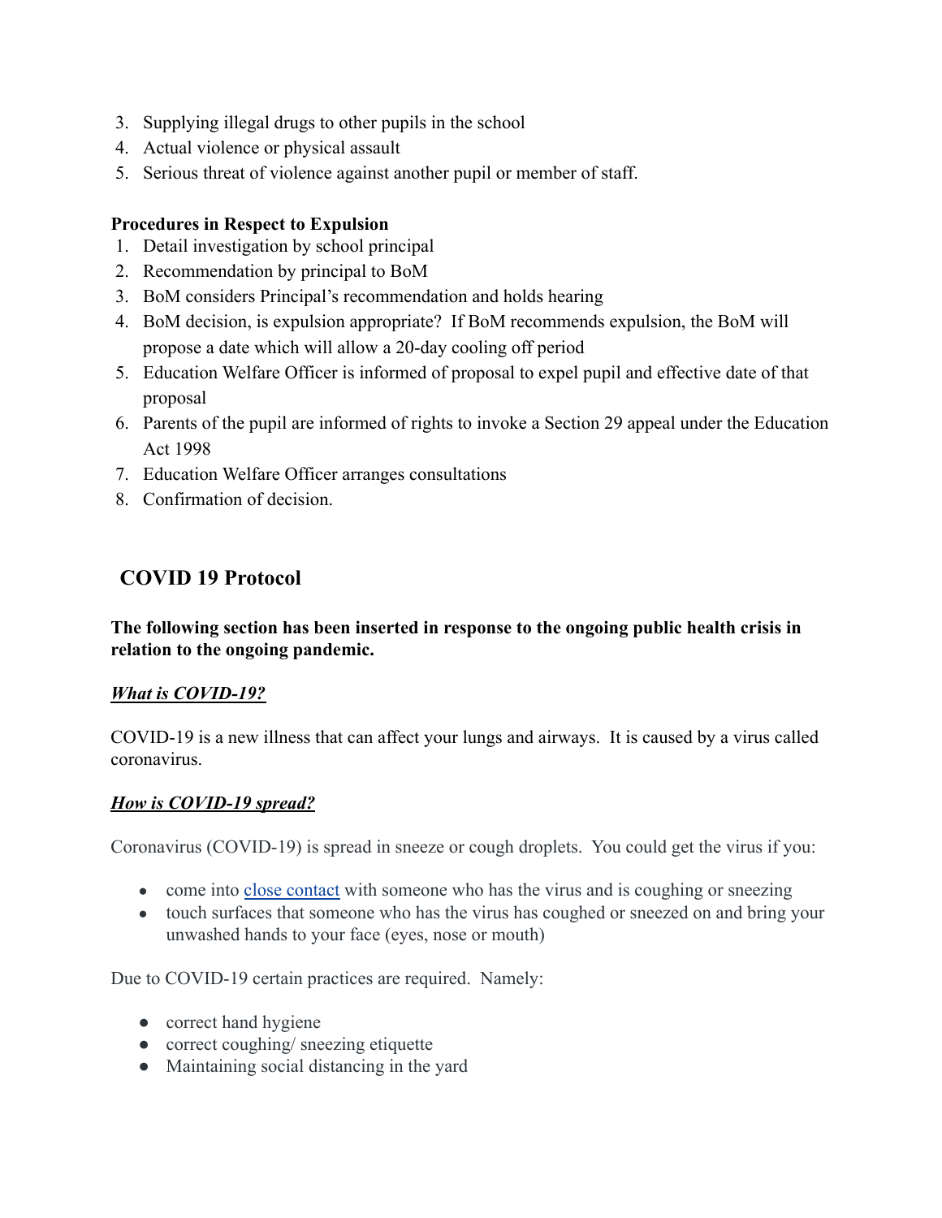3. Supplying illegal drugs to other pupils in the school
4. Actual violence or physical assault
5. Serious threat of violence against another pupil or member of staff.

**Procedures in Respect to Expulsion**

1. Detail investigation by school principal
2. Recommendation by principal to BoM
3. BoM considers Principal's recommendation and holds hearing
4. BoM decision, is expulsion appropriate? If BoM recommends expulsion, the BoM will propose a date which will allow a 20-day cooling off period
5. Education Welfare Officer is informed of proposal to expel pupil and effective date of that proposal
6. Parents of the pupil are informed of rights to invoke a Section 29 appeal under the Education Act 1998
7. Education Welfare Officer arranges consultations
8. Confirmation of decision.

## COVID 19 Protocol

**The following section has been inserted in response to the ongoing public health crisis in relation to the ongoing pandemic.**

***What is COVID-19?***

COVID-19 is a new illness that can affect your lungs and airways. It is caused by a virus called coronavirus.

***How is COVID-19 spread?***

Coronavirus (COVID-19) is spread in sneeze or cough droplets. You could get the virus if you:

- come into close contact with someone who has the virus and is coughing or sneezing
- touch surfaces that someone who has the virus has coughed or sneezed on and bring your unwashed hands to your face (eyes, nose or mouth)

Due to COVID-19 certain practices are required. Namely:

- correct hand hygiene
- correct coughing/ sneezing etiquette
- Maintaining social distancing in the yard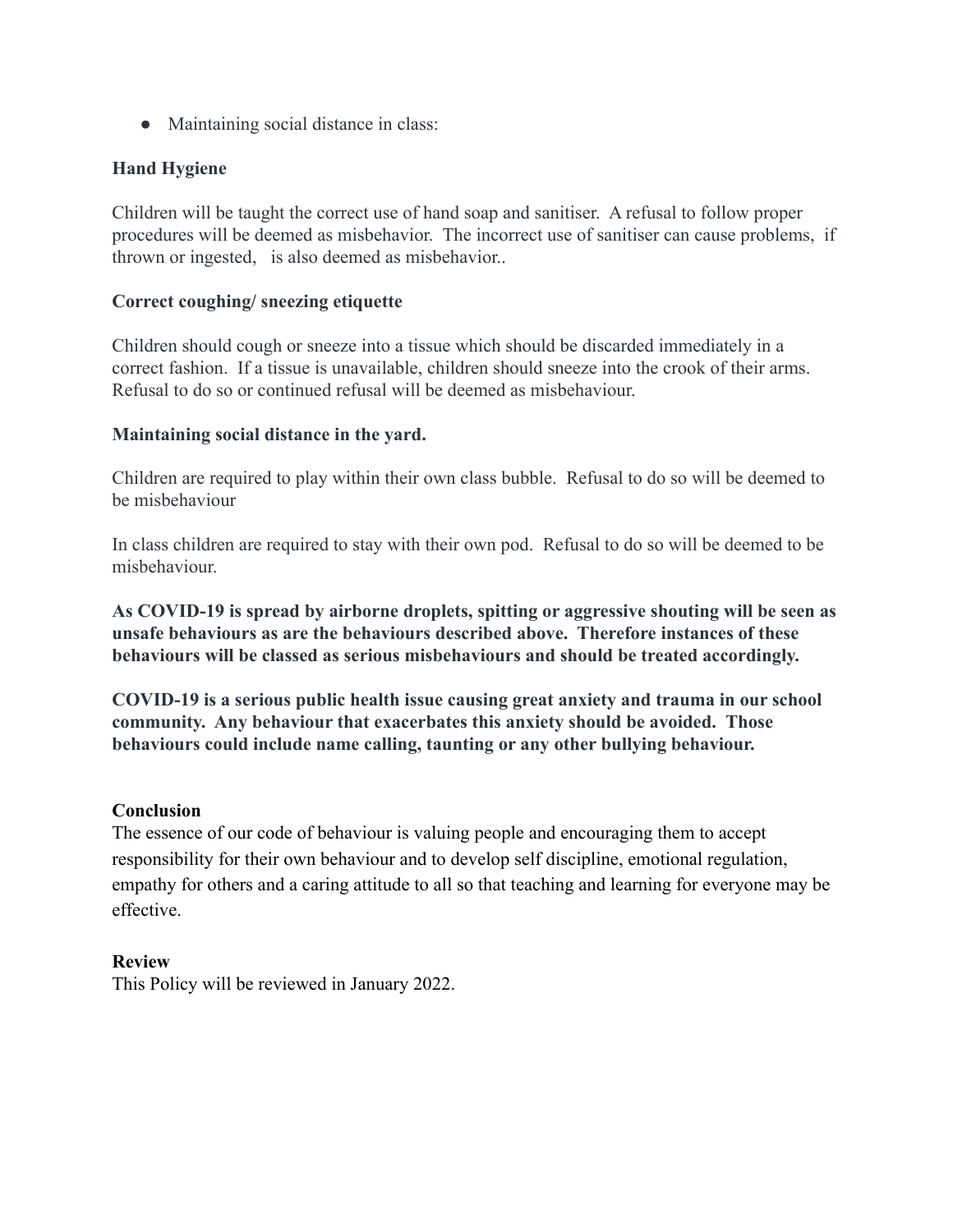- Maintaining social distance in class:

**Hand Hygiene**

Children will be taught the correct use of hand soap and sanitiser. A refusal to follow proper procedures will be deemed as misbehavior. The incorrect use of sanitiser can cause problems, if thrown or ingested, is also deemed as misbehavior..

**Correct coughing/ sneezing etiquette**

Children should cough or sneeze into a tissue which should be discarded immediately in a correct fashion. If a tissue is unavailable, children should sneeze into the crook of their arms. Refusal to do so or continued refusal will be deemed as misbehaviour.

**Maintaining social distance in the yard.**

Children are required to play within their own class bubble. Refusal to do so will be deemed to be misbehaviour

In class children are required to stay with their own pod. Refusal to do so will be deemed to be misbehaviour.

**As COVID-19 is spread by airborne droplets, spitting or aggressive shouting will be seen as unsafe behaviours as are the behaviours described above. Therefore instances of these behaviours will be classed as serious misbehaviours and should be treated accordingly.**

**COVID-19 is a serious public health issue causing great anxiety and trauma in our school community. Any behaviour that exacerbates this anxiety should be avoided. Those behaviours could include name calling, taunting or any other bullying behaviour.**

**Conclusion**

The essence of our code of behaviour is valuing people and encouraging them to accept responsibility for their own behaviour and to develop self discipline, emotional regulation, empathy for others and a caring attitude to all so that teaching and learning for everyone may be effective.

**Review**

This Policy will be reviewed in January 2022.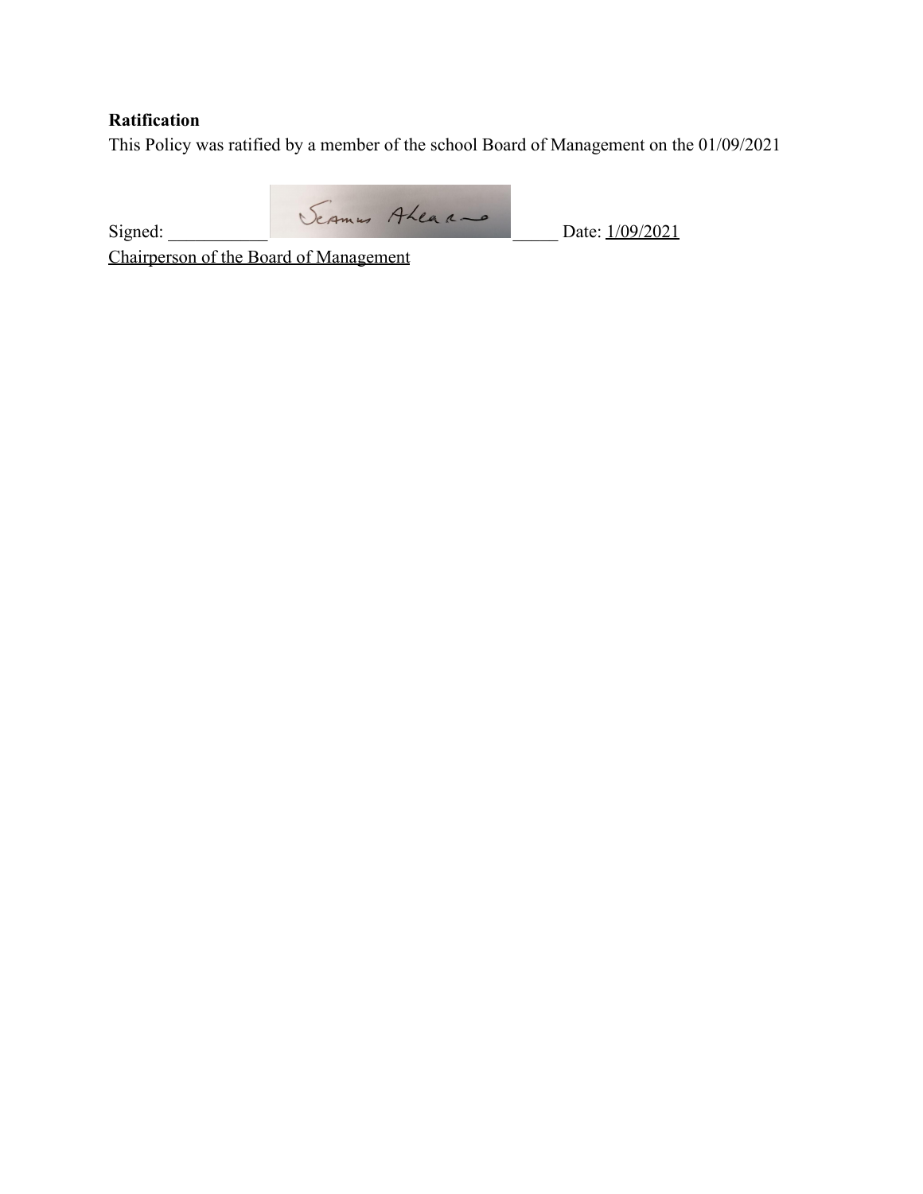**Ratification**

This Policy was ratified by a member of the school Board of Management on the 01/09/2021

Signed: ____________ Seamus Ahearne ______ Date: 1/09/2021

Chairperson of the Board of Management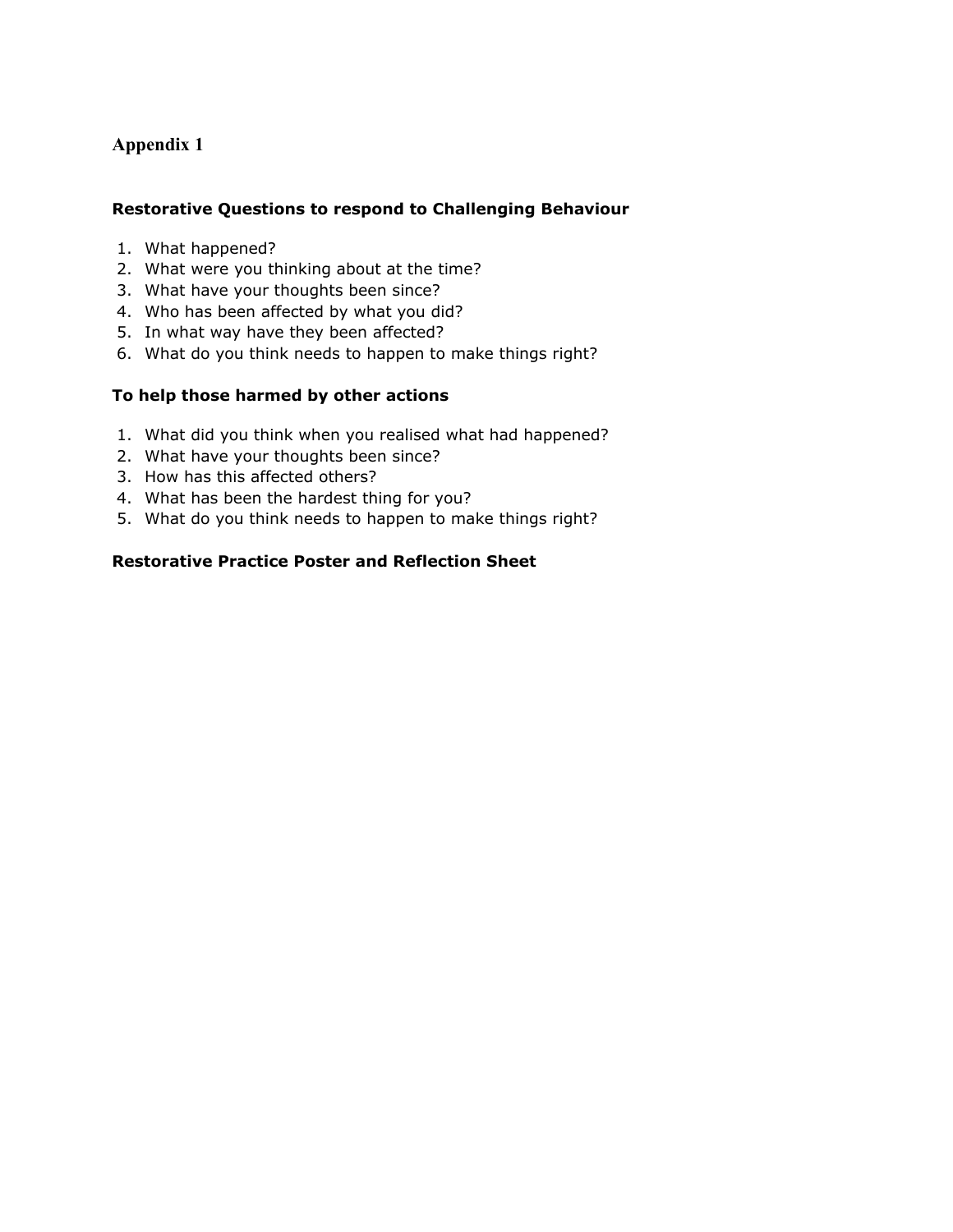# Appendix 1

**Restorative Questions to respond to Challenging Behaviour**

1. What happened?
2. What were you thinking about at the time?
3. What have your thoughts been since?
4. Who has been affected by what you did?
5. In what way have they been affected?
6. What do you think needs to happen to make things right?

**To help those harmed by other actions**

1. What did you think when you realised what had happened?
2. What have your thoughts been since?
3. How has this affected others?
4. What has been the hardest thing for you?
5. What do you think needs to happen to make things right?

**Restorative Practice Poster and Reflection Sheet**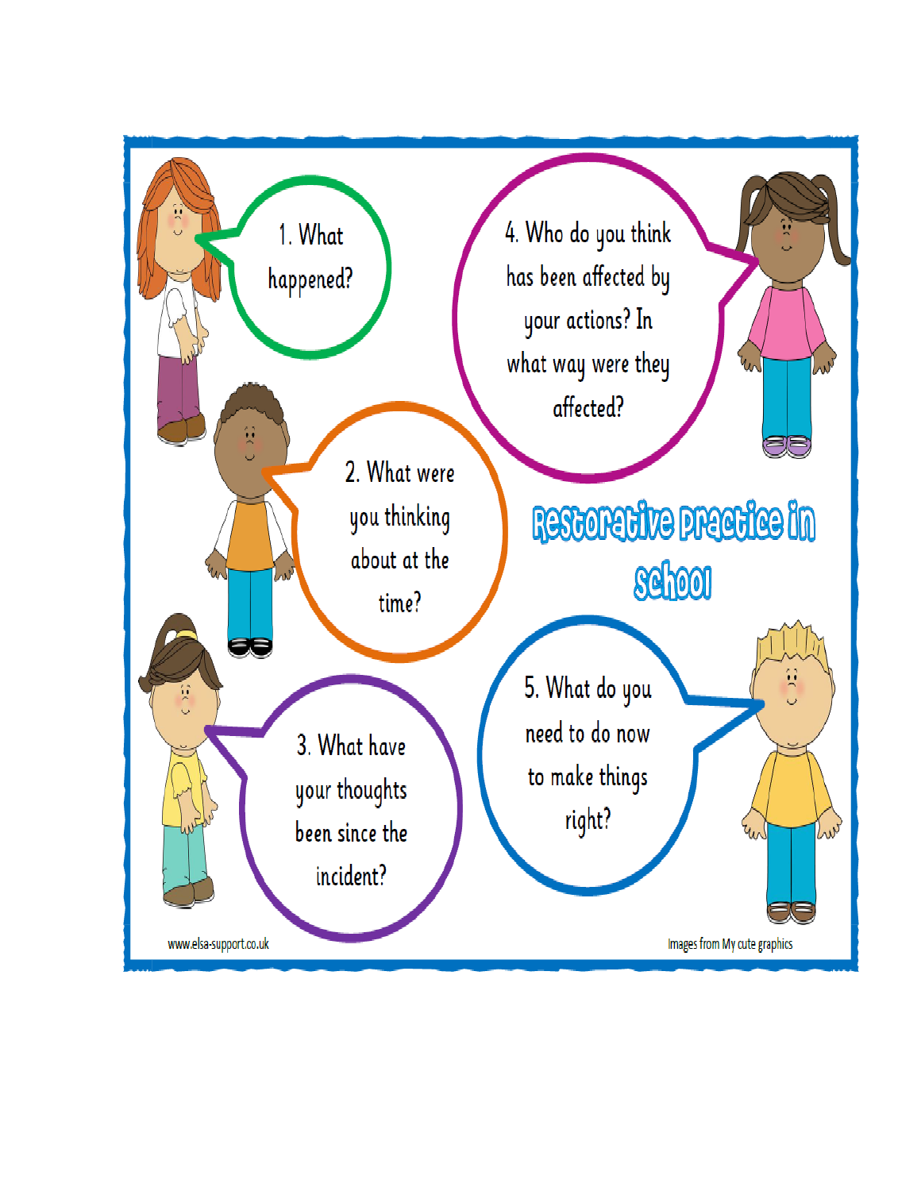# Restorative practice in school

1. What happened?

2. What were you thinking about at the time?

3. What have your thoughts been since the incident?

4. Who do you think has been affected by your actions? In what way were they affected?

5. What do you need to do now to make things right?

www.elsa-support.co.uk

Images from My cute graphics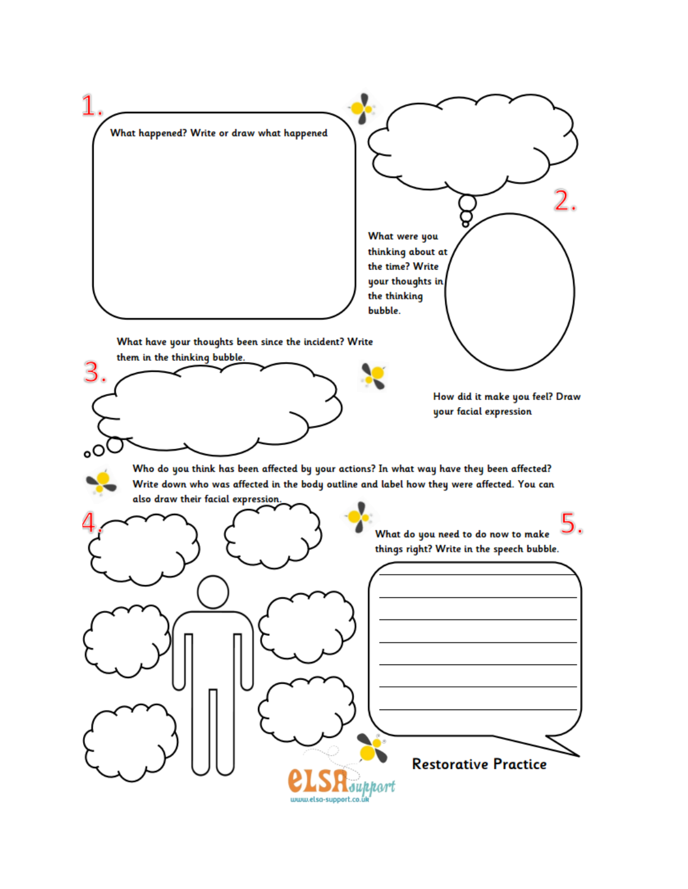## Restorative Practice

**1.** What happened? Write or draw what happened

**2.** What were you thinking about at the time? Write your thoughts in the thinking bubble.

How did it make you feel? Draw your facial expression

**3.** What have your thoughts been since the incident? Write them in the thinking bubble.

**4.** Who do you think has been affected by your actions? In what way have they been affected? Write down who was affected in the body outline and label how they were affected. You can also draw their facial expression.

**5.** What do you need to do now to make things right? Write in the speech bubble.

elsa support
www.elsa-support.co.uk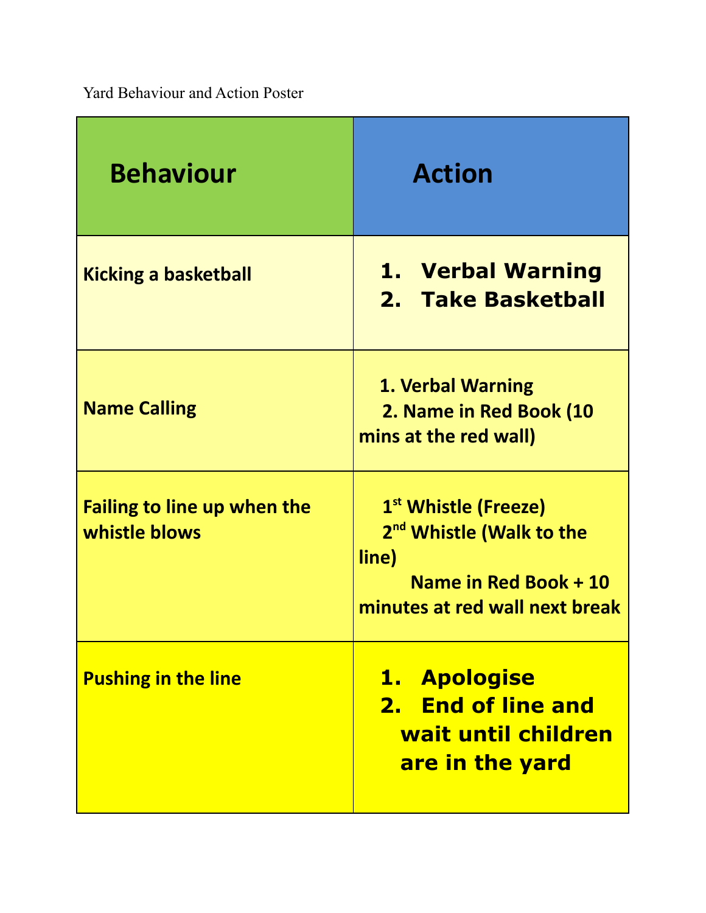Yard Behaviour and Action Poster

| Behaviour | Action |
| --- | --- |
| Kicking a basketball | 1. Verbal Warning<br>2. Take Basketball |
| Name Calling | 1. Verbal Warning<br>2. Name in Red Book (10 mins at the red wall) |
| Failing to line up when the whistle blows | 1st Whistle (Freeze)<br>2nd Whistle (Walk to the line)<br>Name in Red Book + 10 minutes at red wall next break |
| Pushing in the line | 1. Apologise<br>2. End of line and wait until children are in the yard |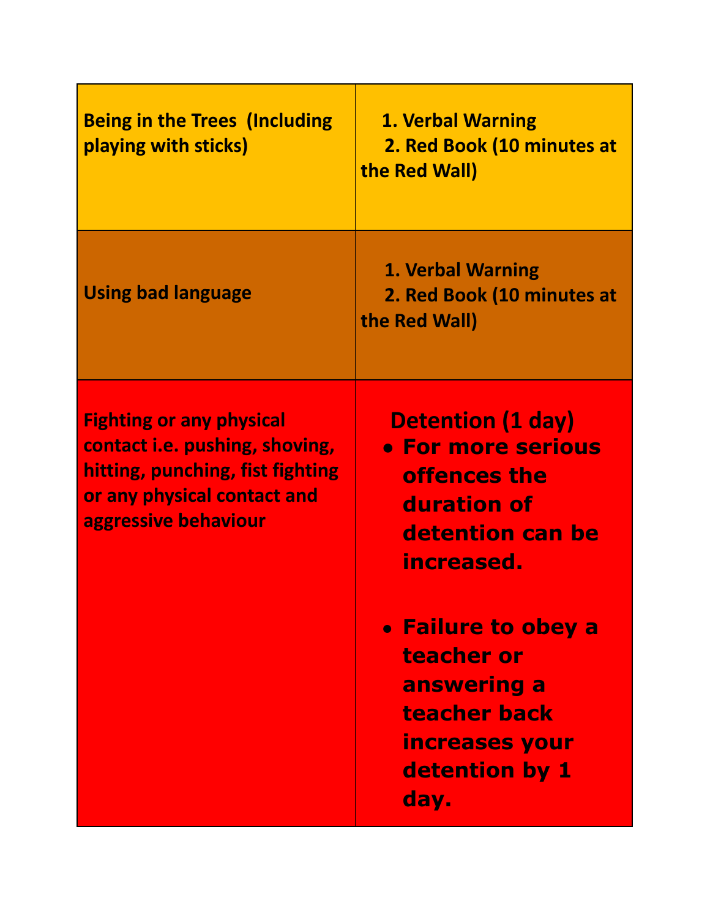| | |
|---|---|
| **Being in the Trees (Including playing with sticks)** | **1. Verbal Warning**<br>**2. Red Book (10 minutes at the Red Wall)** |
| **Using bad language** | **1. Verbal Warning**<br>**2. Red Book (10 minutes at the Red Wall)** |
| **Fighting or any physical contact i.e. pushing, shoving, hitting, punching, fist fighting or any physical contact and aggressive behaviour** | **Detention (1 day)**<br>• **For more serious offences the duration of detention can be increased.**<br>• **Failure to obey a teacher or answering a teacher back increases your detention by 1 day.** |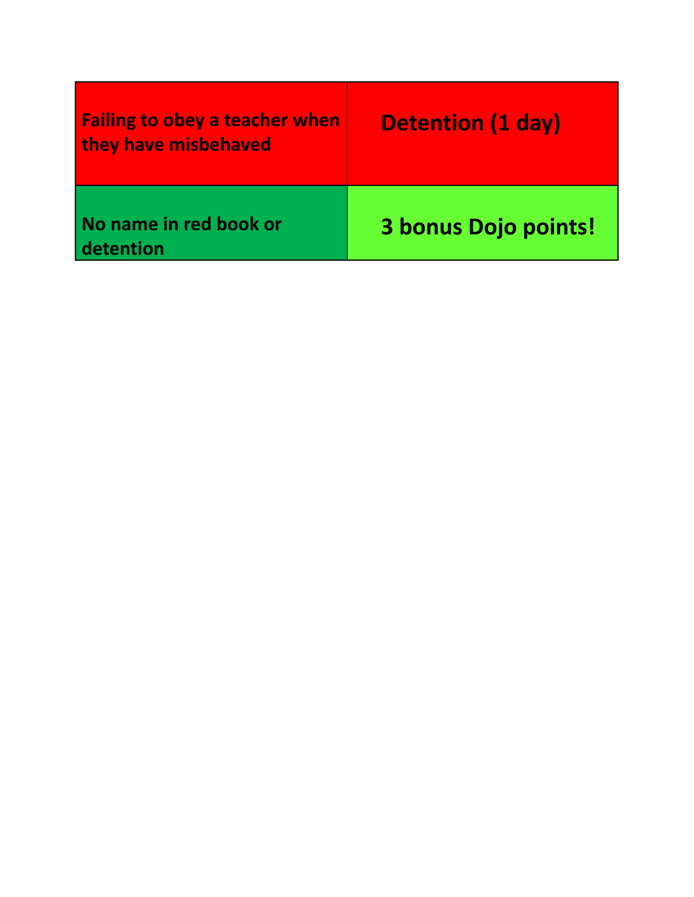| | |
|---|---|
| **Failing to obey a teacher when they have misbehaved** | **Detention (1 day)** |
| **No name in red book or detention** | **3 bonus Dojo points!** |